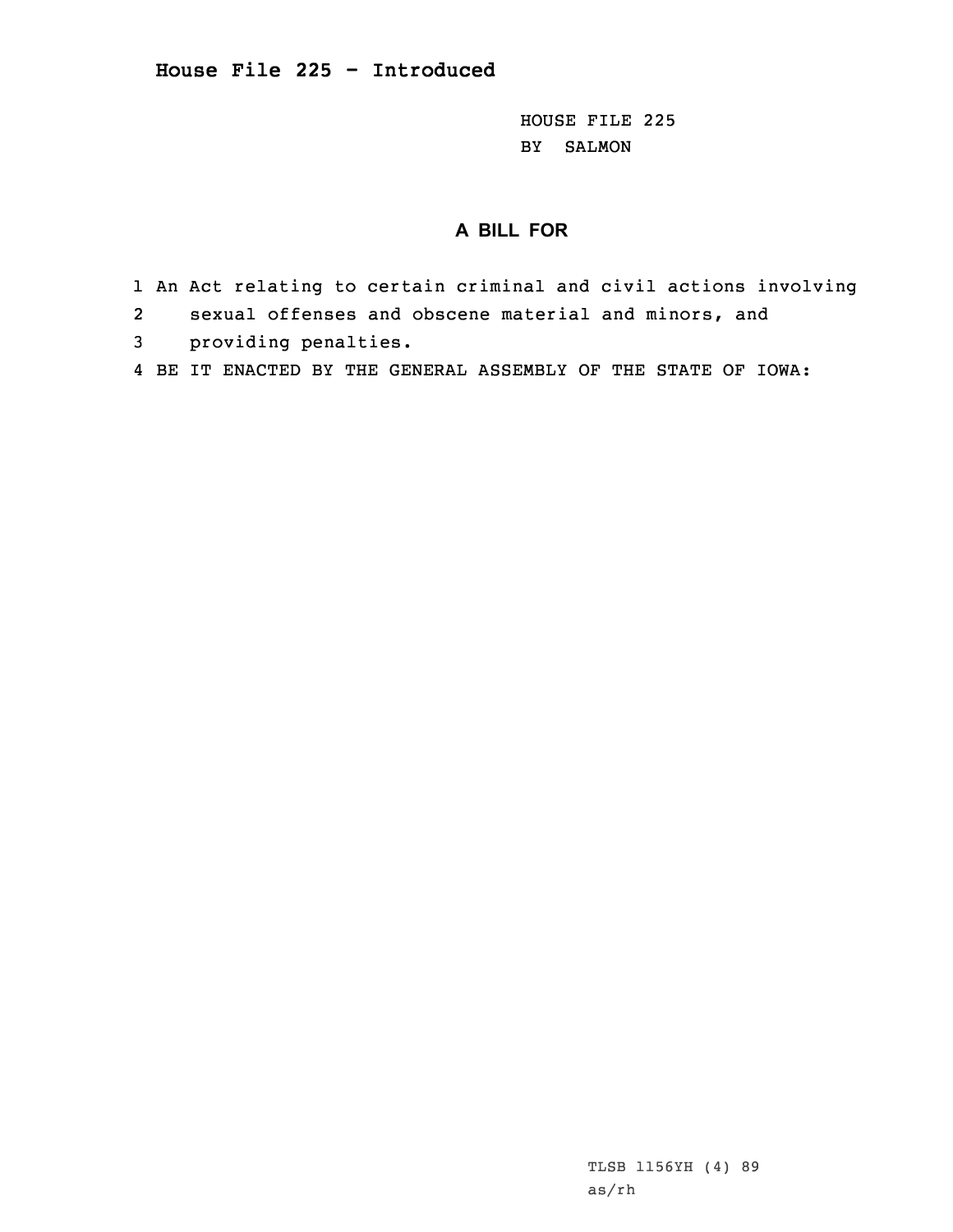# House File 225 - Introduced

HOUSE FILE 225
BY SALMON

## A BILL FOR

1 An Act relating to certain criminal and civil actions involving
2 sexual offenses and obscene material and minors, and
3 providing penalties.
4 BE IT ENACTED BY THE GENERAL ASSEMBLY OF THE STATE OF IOWA:

TLSB 1156YH (4) 89
as/rh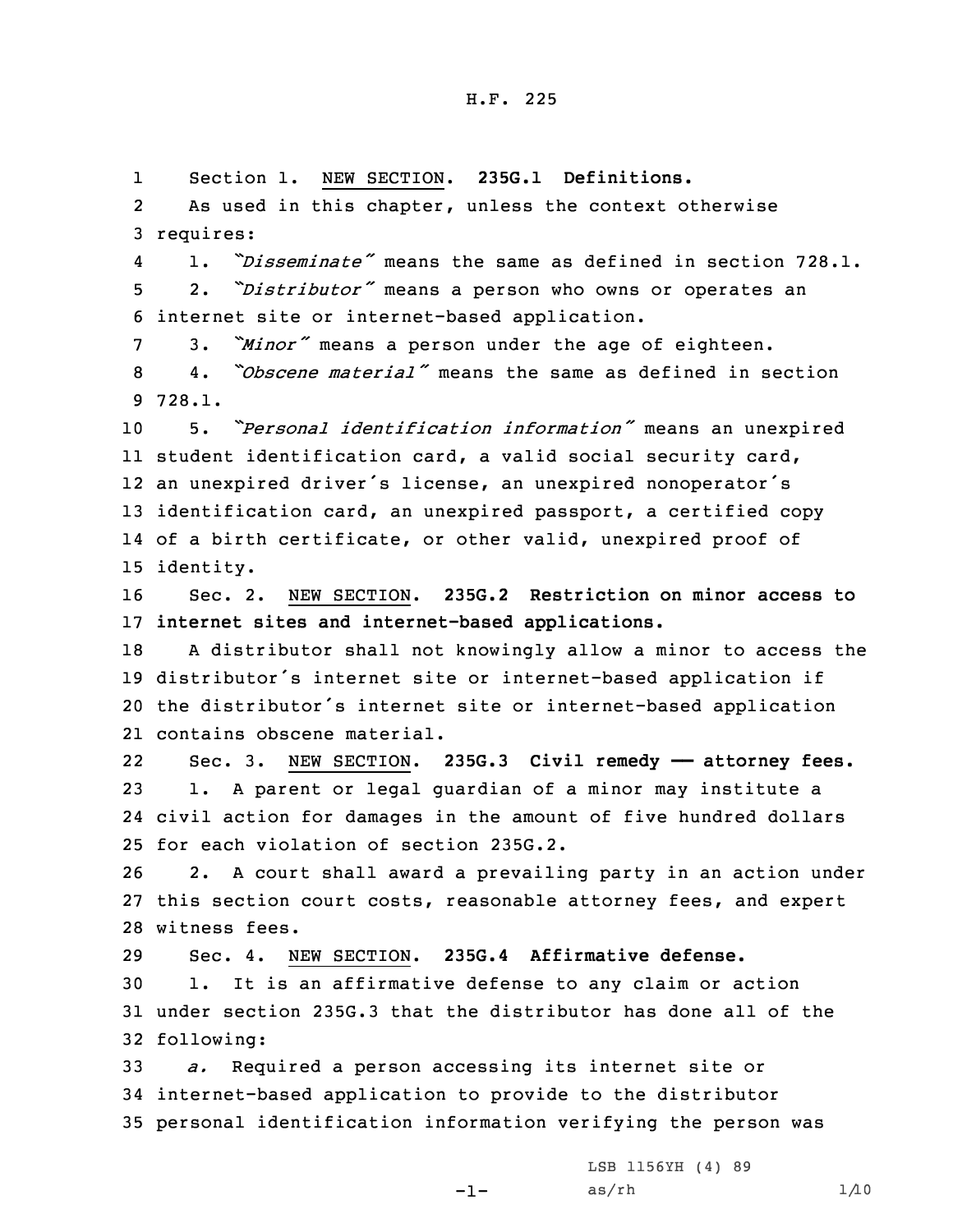Section 1. NEW SECTION. **235G.1 Definitions.**

As used in this chapter, unless the context otherwise requires:

1. *"Disseminate"* means the same as defined in section 728.1.

2. *"Distributor"* means a person who owns or operates an internet site or internet-based application.

3. *"Minor"* means a person under the age of eighteen.

4. *"Obscene material"* means the same as defined in section 728.1.

5. *"Personal identification information"* means an unexpired student identification card, a valid social security card, an unexpired driver's license, an unexpired nonoperator's identification card, an unexpired passport, a certified copy of a birth certificate, or other valid, unexpired proof of identity.

Sec. 2. NEW SECTION. **235G.2 Restriction on minor access to internet sites and internet-based applications.**

A distributor shall not knowingly allow a minor to access the distributor's internet site or internet-based application if the distributor's internet site or internet-based application contains obscene material.

Sec. 3. NEW SECTION. **235G.3 Civil remedy —— attorney fees.**

1. A parent or legal guardian of a minor may institute a civil action for damages in the amount of five hundred dollars for each violation of section 235G.2.

2. A court shall award a prevailing party in an action under this section court costs, reasonable attorney fees, and expert witness fees.

Sec. 4. NEW SECTION. **235G.4 Affirmative defense.**

1. It is an affirmative defense to any claim or action under section 235G.3 that the distributor has done all of the following:

*a.* Required a person accessing its internet site or internet-based application to provide to the distributor personal identification information verifying the person was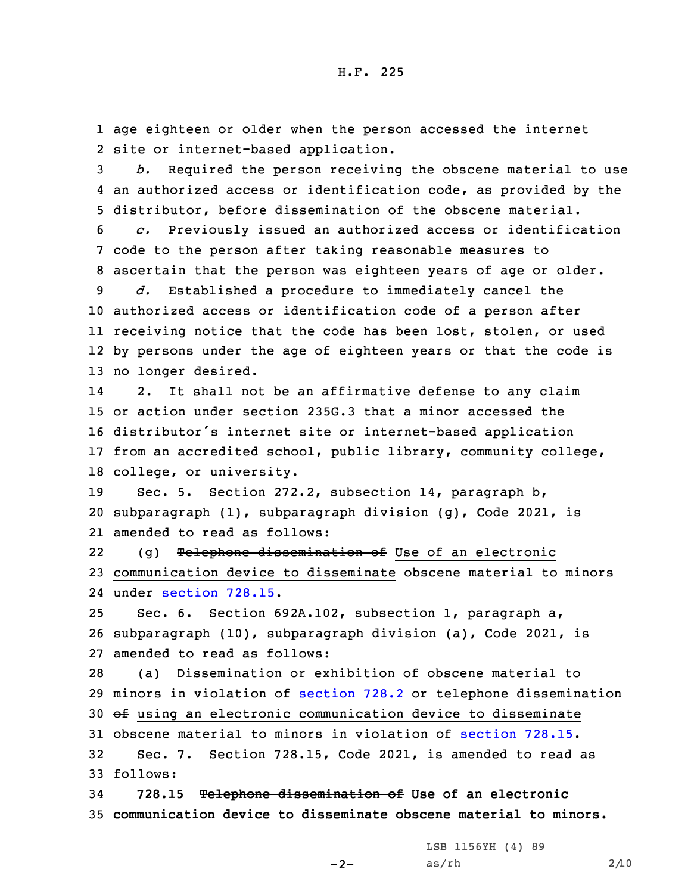age eighteen or older when the person accessed the internet site or internet-based application.

*b.* Required the person receiving the obscene material to use an authorized access or identification code, as provided by the distributor, before dissemination of the obscene material.

*c.* Previously issued an authorized access or identification code to the person after taking reasonable measures to ascertain that the person was eighteen years of age or older.

*d.* Established a procedure to immediately cancel the authorized access or identification code of a person after receiving notice that the code has been lost, stolen, or used by persons under the age of eighteen years or that the code is no longer desired.

2. It shall not be an affirmative defense to any claim or action under section 235G.3 that a minor accessed the distributor's internet site or internet-based application from an accredited school, public library, community college, college, or university.

Sec. 5. Section 272.2, subsection 14, paragraph b, subparagraph (1), subparagraph division (g), Code 2021, is amended to read as follows:

(g) ~~Telephone dissemination of~~ Use of an electronic communication device to disseminate obscene material to minors under section 728.15.

Sec. 6. Section 692A.102, subsection 1, paragraph a, subparagraph (10), subparagraph division (a), Code 2021, is amended to read as follows:

(a) Dissemination or exhibition of obscene material to minors in violation of section 728.2 or ~~telephone dissemination of~~ using an electronic communication device to disseminate obscene material to minors in violation of section 728.15.

Sec. 7. Section 728.15, Code 2021, is amended to read as follows:

**728.15 ~~Telephone dissemination of~~ Use of an electronic communication device to disseminate obscene material to minors.**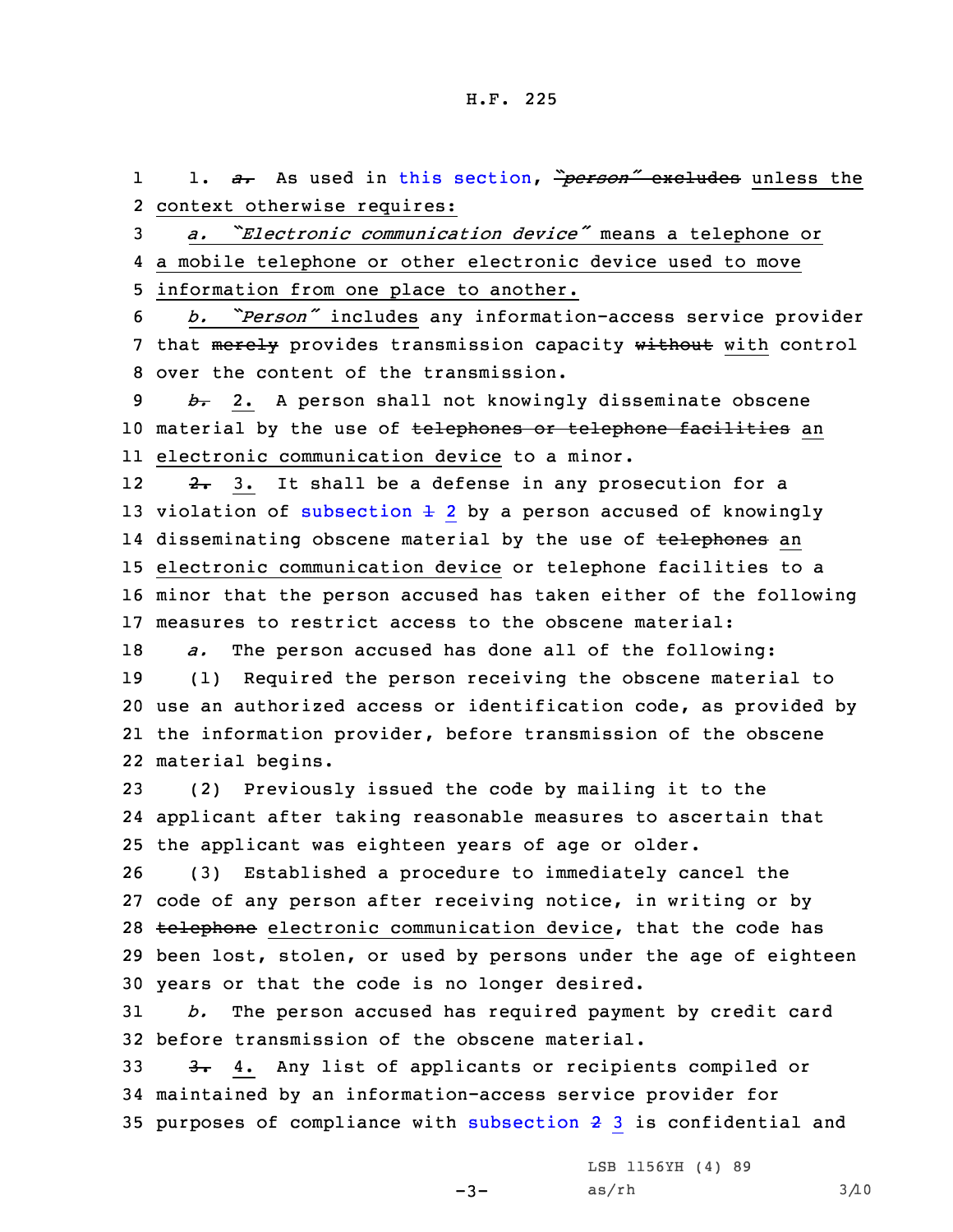1. ~~*a.*~~ As used in this section, ~~*"person"* excludes~~ unless the context otherwise requires:

*a. "Electronic communication device"* means a telephone or a mobile telephone or other electronic device used to move information from one place to another.

*b. "Person"* includes any information-access service provider that ~~merely~~ provides transmission capacity ~~without~~ with control over the content of the transmission.

~~*b.*~~ 2. A person shall not knowingly disseminate obscene material by the use of ~~telephones or telephone facilities~~ an electronic communication device to a minor.

~~2.~~ 3. It shall be a defense in any prosecution for a violation of subsection ~~1~~ 2 by a person accused of knowingly disseminating obscene material by the use of ~~telephones~~ an electronic communication device or telephone facilities to a minor that the person accused has taken either of the following measures to restrict access to the obscene material:

*a.* The person accused has done all of the following:

(1) Required the person receiving the obscene material to use an authorized access or identification code, as provided by the information provider, before transmission of the obscene material begins.

(2) Previously issued the code by mailing it to the applicant after taking reasonable measures to ascertain that the applicant was eighteen years of age or older.

(3) Established a procedure to immediately cancel the code of any person after receiving notice, in writing or by ~~telephone~~ electronic communication device, that the code has been lost, stolen, or used by persons under the age of eighteen years or that the code is no longer desired.

*b.* The person accused has required payment by credit card before transmission of the obscene material.

~~3.~~ 4. Any list of applicants or recipients compiled or maintained by an information-access service provider for purposes of compliance with subsection ~~2~~ 3 is confidential and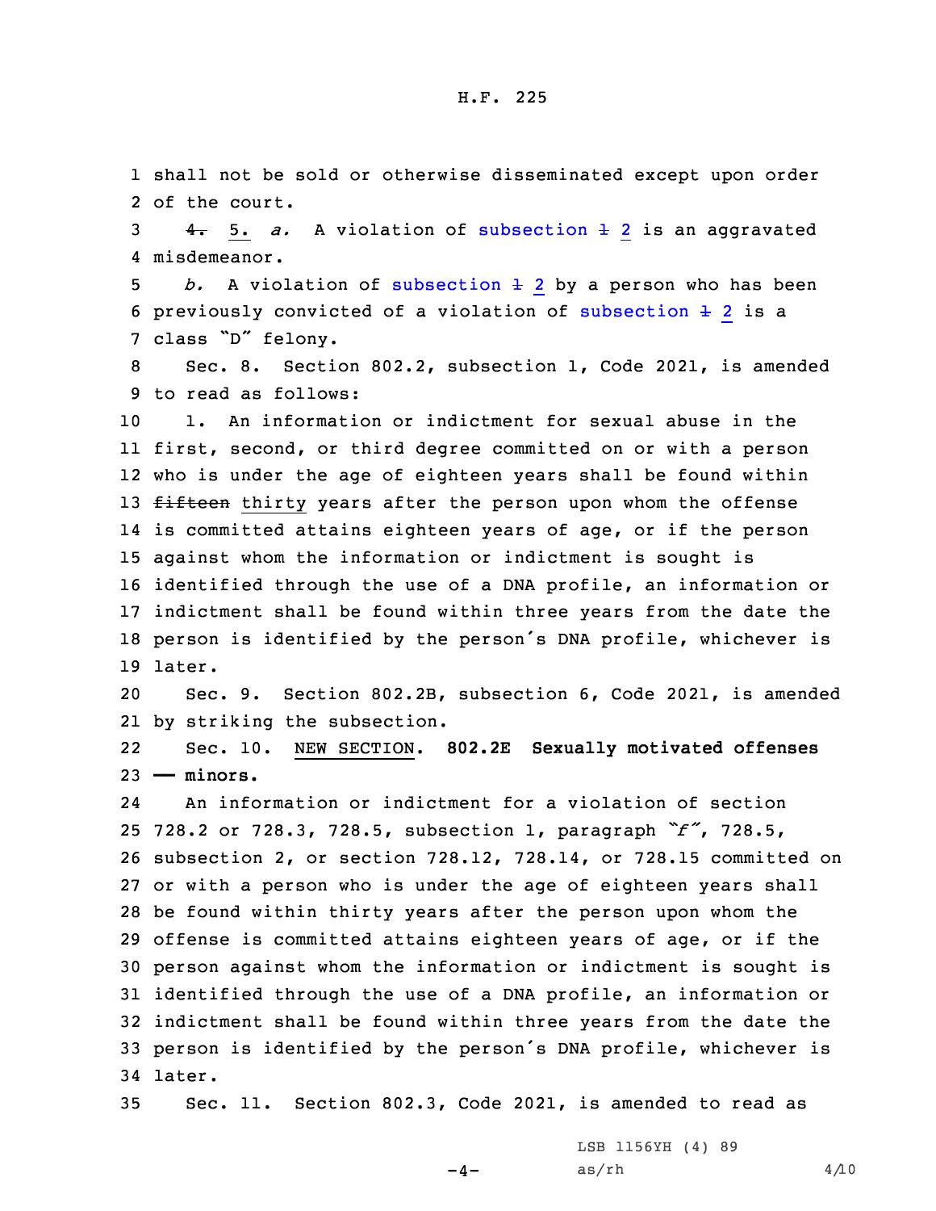shall not be sold or otherwise disseminated except upon order of the court.

~~4.~~ 5. *a.* A violation of subsection ~~1~~ 2 is an aggravated misdemeanor.

*b.* A violation of subsection ~~1~~ 2 by a person who has been previously convicted of a violation of subsection ~~1~~ 2 is a class "D" felony.

Sec. 8. Section 802.2, subsection 1, Code 2021, is amended to read as follows:

1. An information or indictment for sexual abuse in the first, second, or third degree committed on or with a person who is under the age of eighteen years shall be found within ~~fifteen~~ thirty years after the person upon whom the offense is committed attains eighteen years of age, or if the person against whom the information or indictment is sought is identified through the use of a DNA profile, an information or indictment shall be found within three years from the date the person is identified by the person's DNA profile, whichever is later.

Sec. 9. Section 802.2B, subsection 6, Code 2021, is amended by striking the subsection.

Sec. 10. NEW SECTION. **802.2E Sexually motivated offenses — minors.**

An information or indictment for a violation of section 728.2 or 728.3, 728.5, subsection 1, paragraph *"f"*, 728.5, subsection 2, or section 728.12, 728.14, or 728.15 committed on or with a person who is under the age of eighteen years shall be found within thirty years after the person upon whom the offense is committed attains eighteen years of age, or if the person against whom the information or indictment is sought is identified through the use of a DNA profile, an information or indictment shall be found within three years from the date the person is identified by the person's DNA profile, whichever is later.

Sec. 11. Section 802.3, Code 2021, is amended to read as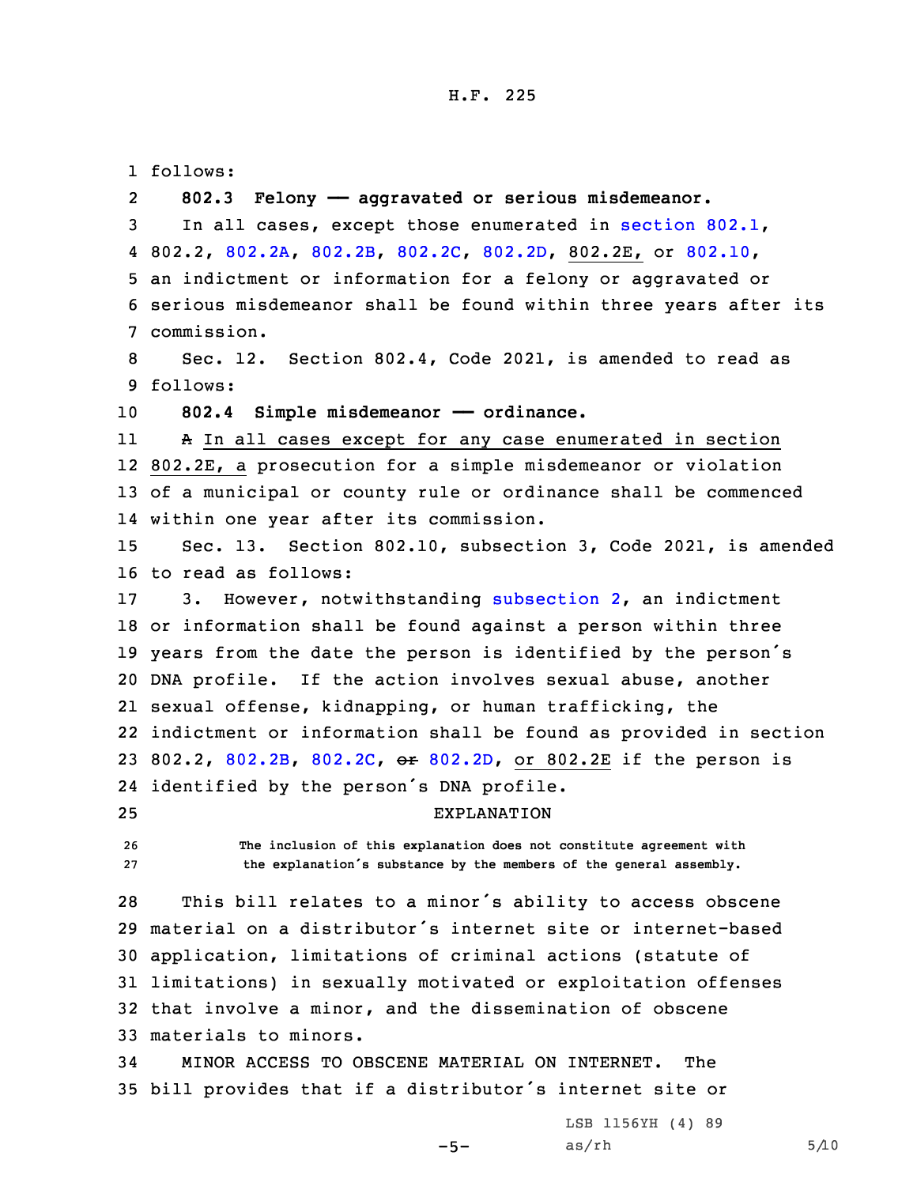follows:

**802.3 Felony —— aggravated or serious misdemeanor.**

In all cases, except those enumerated in section 802.1, 802.2, 802.2A, 802.2B, 802.2C, 802.2D, 802.2E, or 802.10, an indictment or information for a felony or aggravated or serious misdemeanor shall be found within three years after its commission.

Sec. 12. Section 802.4, Code 2021, is amended to read as follows:

**802.4 Simple misdemeanor —— ordinance.**

~~A~~ In all cases except for any case enumerated in section 802.2E, a prosecution for a simple misdemeanor or violation of a municipal or county rule or ordinance shall be commenced within one year after its commission.

Sec. 13. Section 802.10, subsection 3, Code 2021, is amended to read as follows:

3. However, notwithstanding subsection 2, an indictment or information shall be found against a person within three years from the date the person is identified by the person's DNA profile. If the action involves sexual abuse, another sexual offense, kidnapping, or human trafficking, the indictment or information shall be found as provided in section 802.2, 802.2B, 802.2C, ~~or~~ 802.2D, or 802.2E if the person is identified by the person's DNA profile.

EXPLANATION

The inclusion of this explanation does not constitute agreement with the explanation's substance by the members of the general assembly.

This bill relates to a minor's ability to access obscene material on a distributor's internet site or internet-based application, limitations of criminal actions (statute of limitations) in sexually motivated or exploitation offenses that involve a minor, and the dissemination of obscene materials to minors.

MINOR ACCESS TO OBSCENE MATERIAL ON INTERNET. The bill provides that if a distributor's internet site or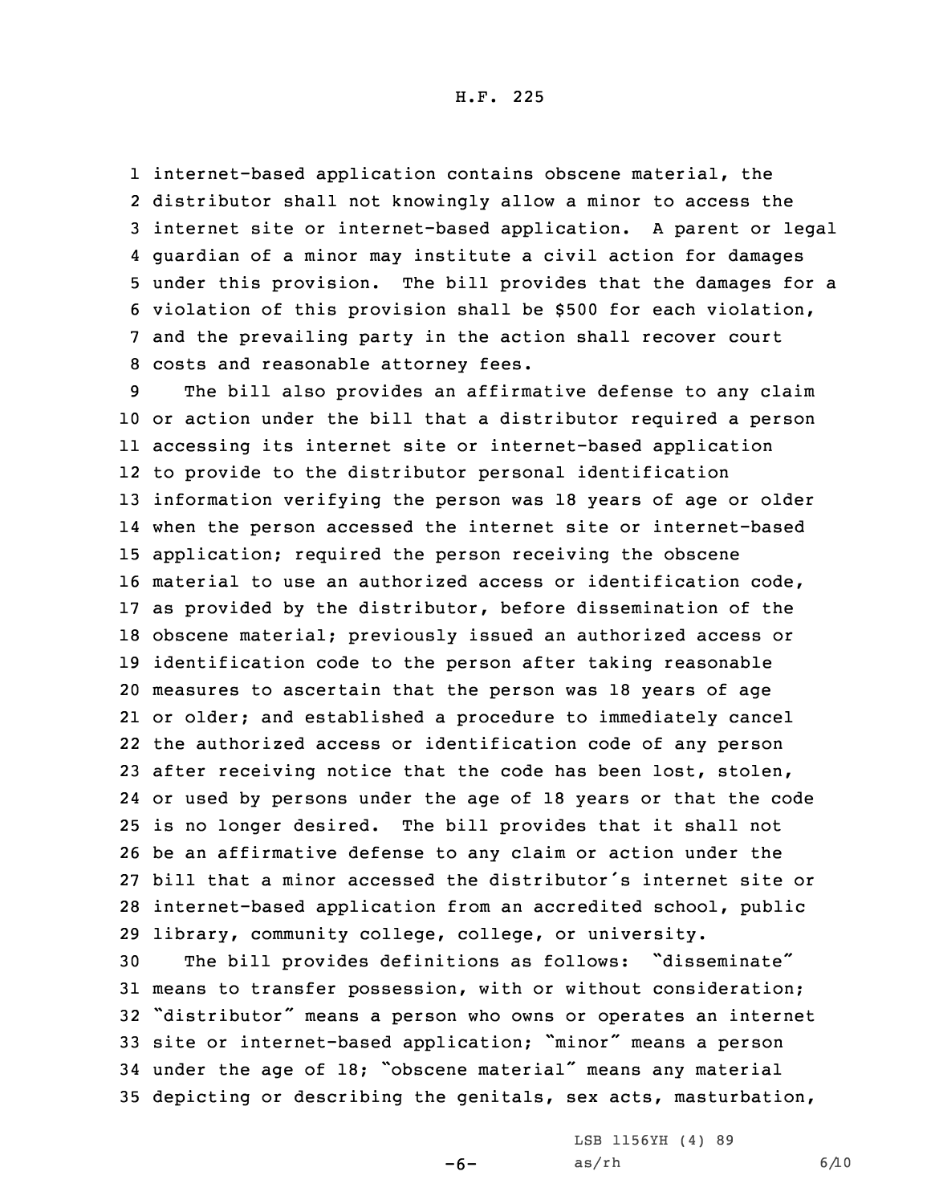internet-based application contains obscene material, the distributor shall not knowingly allow a minor to access the internet site or internet-based application. A parent or legal guardian of a minor may institute a civil action for damages under this provision. The bill provides that the damages for a violation of this provision shall be $500 for each violation, and the prevailing party in the action shall recover court costs and reasonable attorney fees.

The bill also provides an affirmative defense to any claim or action under the bill that a distributor required a person accessing its internet site or internet-based application to provide to the distributor personal identification information verifying the person was 18 years of age or older when the person accessed the internet site or internet-based application; required the person receiving the obscene material to use an authorized access or identification code, as provided by the distributor, before dissemination of the obscene material; previously issued an authorized access or identification code to the person after taking reasonable measures to ascertain that the person was 18 years of age or older; and established a procedure to immediately cancel the authorized access or identification code of any person after receiving notice that the code has been lost, stolen, or used by persons under the age of 18 years or that the code is no longer desired. The bill provides that it shall not be an affirmative defense to any claim or action under the bill that a minor accessed the distributor's internet site or internet-based application from an accredited school, public library, community college, college, or university.

The bill provides definitions as follows: "disseminate" means to transfer possession, with or without consideration; "distributor" means a person who owns or operates an internet site or internet-based application; "minor" means a person under the age of 18; "obscene material" means any material depicting or describing the genitals, sex acts, masturbation,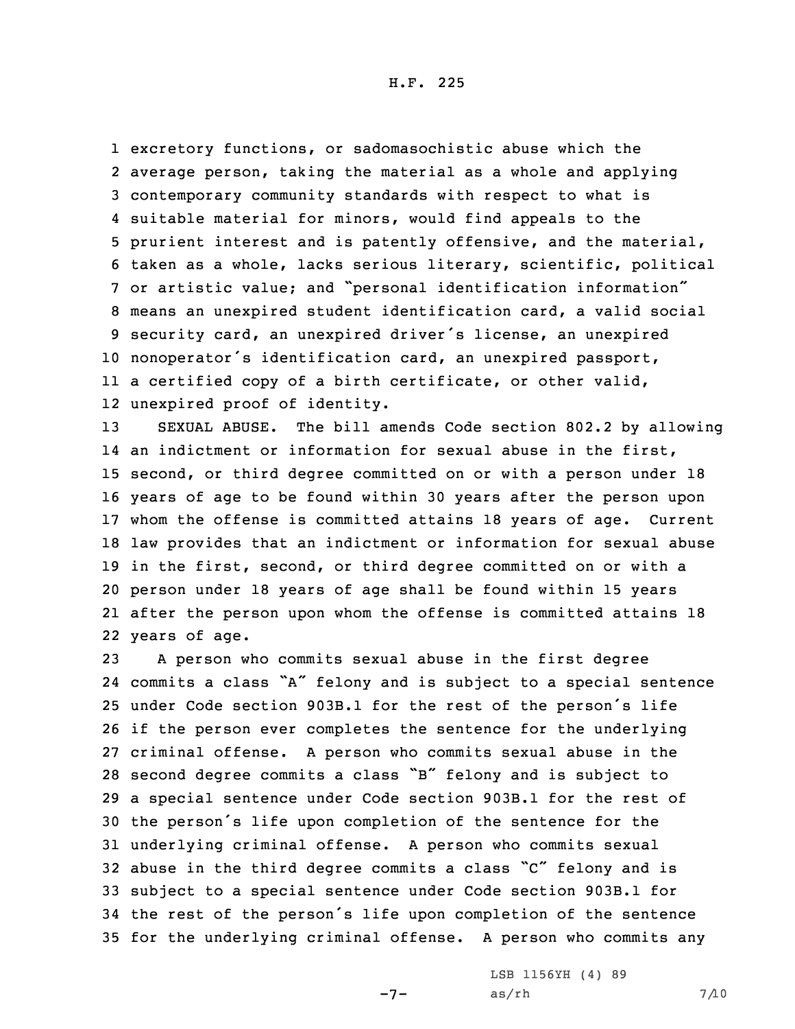excretory functions, or sadomasochistic abuse which the average person, taking the material as a whole and applying contemporary community standards with respect to what is suitable material for minors, would find appeals to the prurient interest and is patently offensive, and the material, taken as a whole, lacks serious literary, scientific, political or artistic value; and "personal identification information" means an unexpired student identification card, a valid social security card, an unexpired driver's license, an unexpired nonoperator's identification card, an unexpired passport, a certified copy of a birth certificate, or other valid, unexpired proof of identity.

SEXUAL ABUSE. The bill amends Code section 802.2 by allowing an indictment or information for sexual abuse in the first, second, or third degree committed on or with a person under 18 years of age to be found within 30 years after the person upon whom the offense is committed attains 18 years of age. Current law provides that an indictment or information for sexual abuse in the first, second, or third degree committed on or with a person under 18 years of age shall be found within 15 years after the person upon whom the offense is committed attains 18 years of age.

A person who commits sexual abuse in the first degree commits a class "A" felony and is subject to a special sentence under Code section 903B.1 for the rest of the person's life if the person ever completes the sentence for the underlying criminal offense. A person who commits sexual abuse in the second degree commits a class "B" felony and is subject to a special sentence under Code section 903B.1 for the rest of the person's life upon completion of the sentence for the underlying criminal offense. A person who commits sexual abuse in the third degree commits a class "C" felony and is subject to a special sentence under Code section 903B.1 for the rest of the person's life upon completion of the sentence for the underlying criminal offense. A person who commits any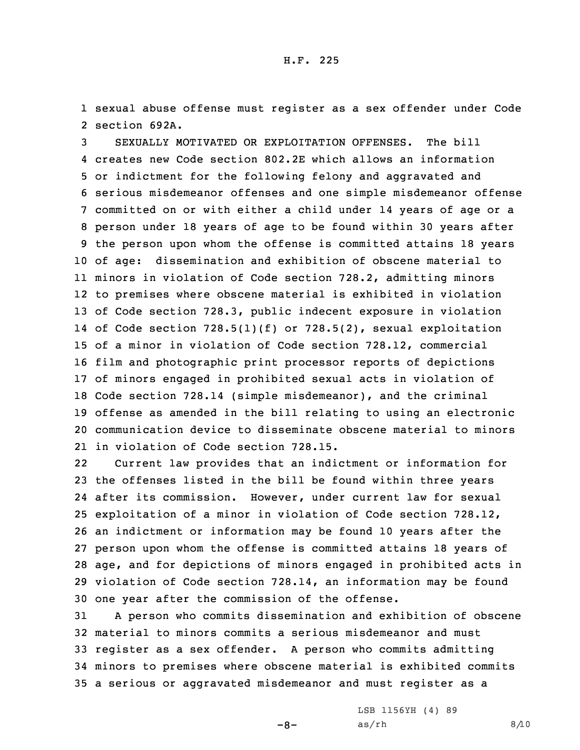sexual abuse offense must register as a sex offender under Code section 692A.

SEXUALLY MOTIVATED OR EXPLOITATION OFFENSES. The bill creates new Code section 802.2E which allows an information or indictment for the following felony and aggravated and serious misdemeanor offenses and one simple misdemeanor offense committed on or with either a child under 14 years of age or a person under 18 years of age to be found within 30 years after the person upon whom the offense is committed attains 18 years of age: dissemination and exhibition of obscene material to minors in violation of Code section 728.2, admitting minors to premises where obscene material is exhibited in violation of Code section 728.3, public indecent exposure in violation of Code section 728.5(1)(f) or 728.5(2), sexual exploitation of a minor in violation of Code section 728.12, commercial film and photographic print processor reports of depictions of minors engaged in prohibited sexual acts in violation of Code section 728.14 (simple misdemeanor), and the criminal offense as amended in the bill relating to using an electronic communication device to disseminate obscene material to minors in violation of Code section 728.15.

Current law provides that an indictment or information for the offenses listed in the bill be found within three years after its commission. However, under current law for sexual exploitation of a minor in violation of Code section 728.12, an indictment or information may be found 10 years after the person upon whom the offense is committed attains 18 years of age, and for depictions of minors engaged in prohibited acts in violation of Code section 728.14, an information may be found one year after the commission of the offense.

A person who commits dissemination and exhibition of obscene material to minors commits a serious misdemeanor and must register as a sex offender. A person who commits admitting minors to premises where obscene material is exhibited commits a serious or aggravated misdemeanor and must register as a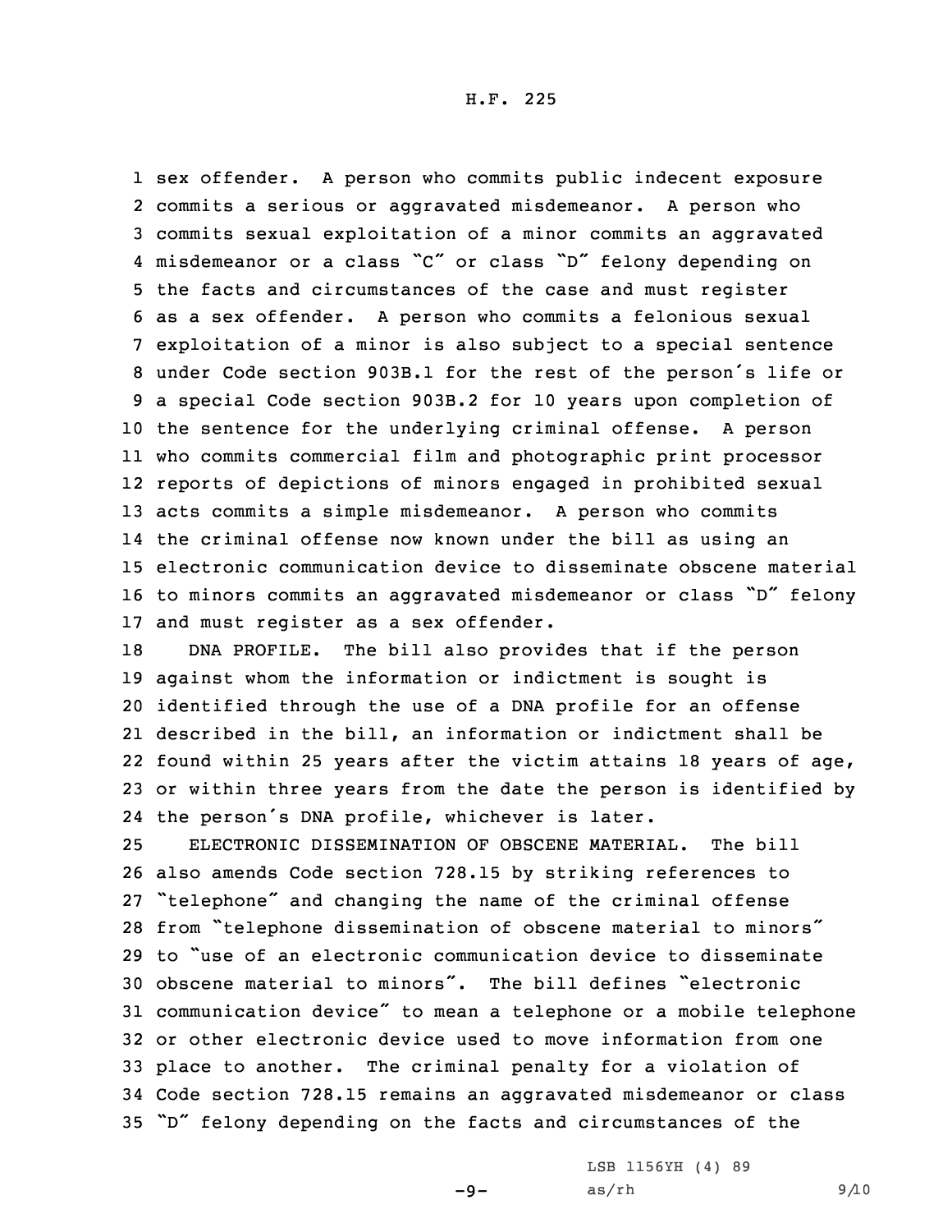sex offender. A person who commits public indecent exposure commits a serious or aggravated misdemeanor. A person who commits sexual exploitation of a minor commits an aggravated misdemeanor or a class "C" or class "D" felony depending on the facts and circumstances of the case and must register as a sex offender. A person who commits a felonious sexual exploitation of a minor is also subject to a special sentence under Code section 903B.1 for the rest of the person's life or a special Code section 903B.2 for 10 years upon completion of the sentence for the underlying criminal offense. A person who commits commercial film and photographic print processor reports of depictions of minors engaged in prohibited sexual acts commits a simple misdemeanor. A person who commits the criminal offense now known under the bill as using an electronic communication device to disseminate obscene material to minors commits an aggravated misdemeanor or class "D" felony and must register as a sex offender.

DNA PROFILE. The bill also provides that if the person against whom the information or indictment is sought is identified through the use of a DNA profile for an offense described in the bill, an information or indictment shall be found within 25 years after the victim attains 18 years of age, or within three years from the date the person is identified by the person's DNA profile, whichever is later.

ELECTRONIC DISSEMINATION OF OBSCENE MATERIAL. The bill also amends Code section 728.15 by striking references to "telephone" and changing the name of the criminal offense from "telephone dissemination of obscene material to minors" to "use of an electronic communication device to disseminate obscene material to minors". The bill defines "electronic communication device" to mean a telephone or a mobile telephone or other electronic device used to move information from one place to another. The criminal penalty for a violation of Code section 728.15 remains an aggravated misdemeanor or class "D" felony depending on the facts and circumstances of the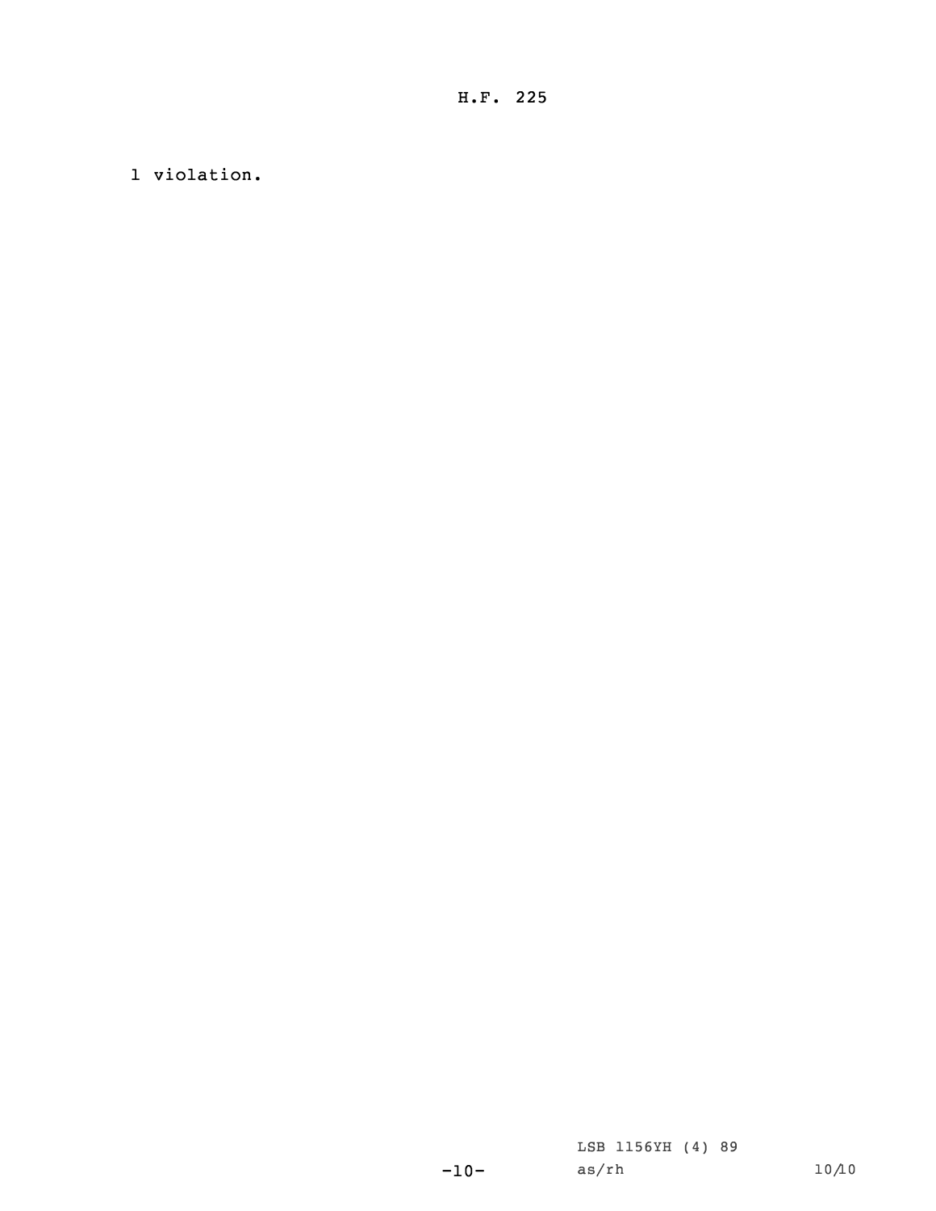1 violation.